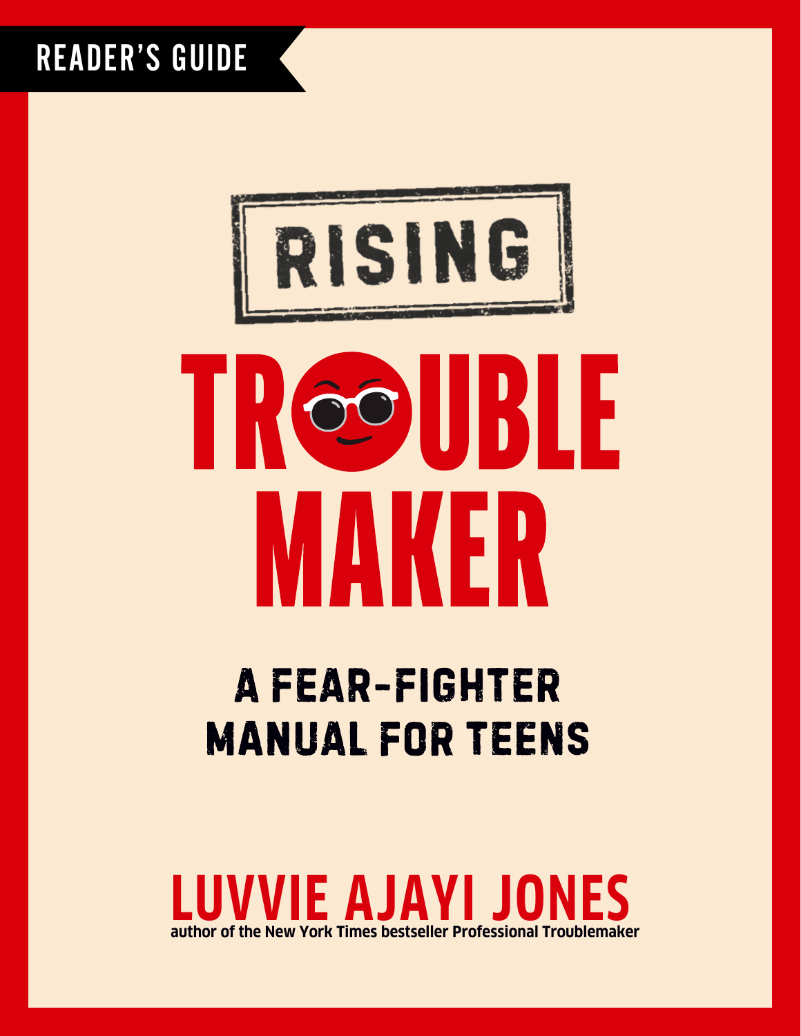READER'S GUIDE

# RISING TROUBLEMAKER

## A FEAR-FIGHTER MANUAL FOR TEENS

**LUVVIE AJAYI JONES**

**author of the New York Times bestseller Professional Troublemaker**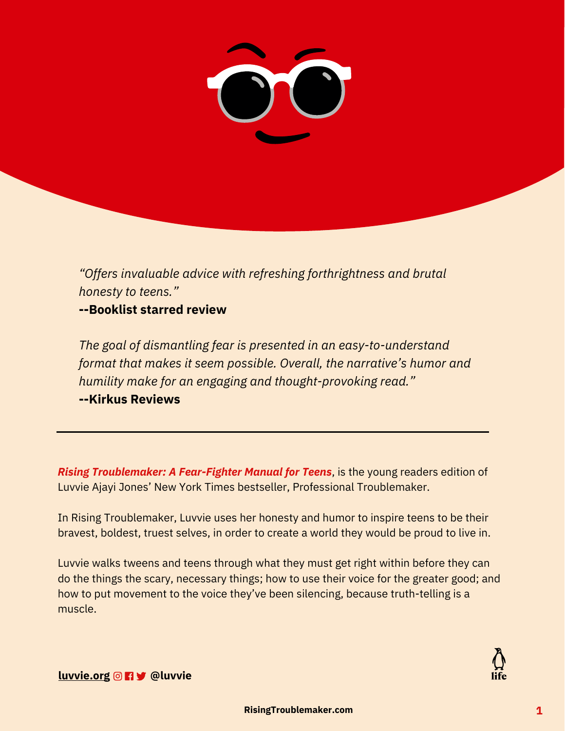*"Offers invaluable advice with refreshing forthrightness and brutal honesty to teens."*
**--Booklist starred review**

*The goal of dismantling fear is presented in an easy-to-understand format that makes it seem possible. Overall, the narrative's humor and humility make for an engaging and thought-provoking read."*
**--Kirkus Reviews**

---

***Rising Troublemaker: A Fear-Fighter Manual for Teens***, is the young readers edition of Luvvie Ajayi Jones' New York Times bestseller, Professional Troublemaker.

In Rising Troublemaker, Luvvie uses her honesty and humor to inspire teens to be their bravest, boldest, truest selves, in order to create a world they would be proud to live in.

Luvvie walks tweens and teens through what they must get right within before they can do the things the scary, necessary things; how to use their voice for the greater good; and how to put movement to the voice they've been silencing, because truth-telling is a muscle.

**luvvie.org** **@luvvie**

life

**RisingTroublemaker.com**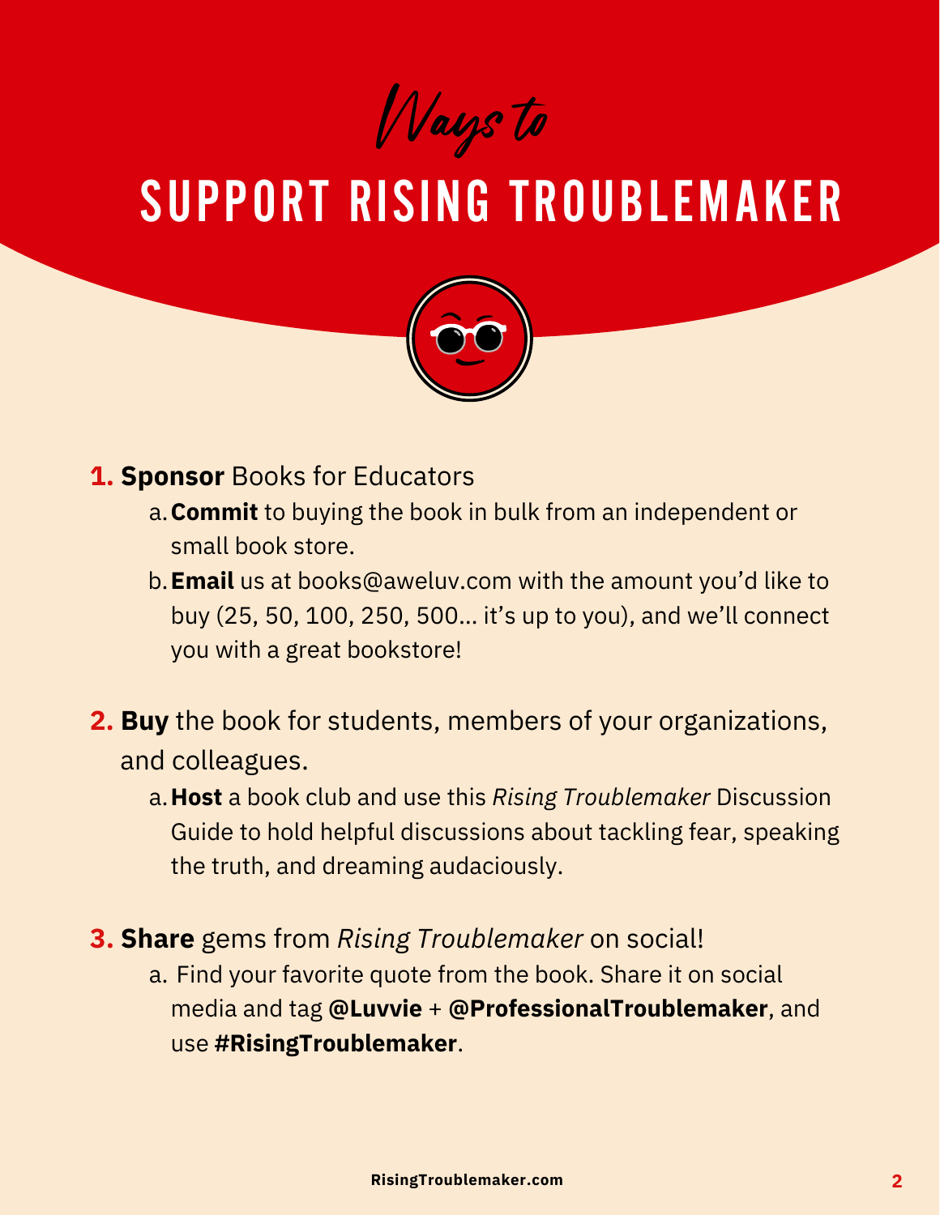# *Ways to*

# SUPPORT RISING TROUBLEMAKER

1. **Sponsor** Books for Educators
    a. **Commit** to buying the book in bulk from an independent or small book store.
    b. **Email** us at books@aweluv.com with the amount you'd like to buy (25, 50, 100, 250, 500... it's up to you), and we'll connect you with a great bookstore!

2. **Buy** the book for students, members of your organizations, and colleagues.
    a. **Host** a book club and use this *Rising Troublemaker* Discussion Guide to hold helpful discussions about tackling fear, speaking the truth, and dreaming audaciously.

3. **Share** gems from *Rising Troublemaker* on social!
    a. Find your favorite quote from the book. Share it on social media and tag **@Luvvie** + **@ProfessionalTroublemaker**, and use **#RisingTroublemaker**.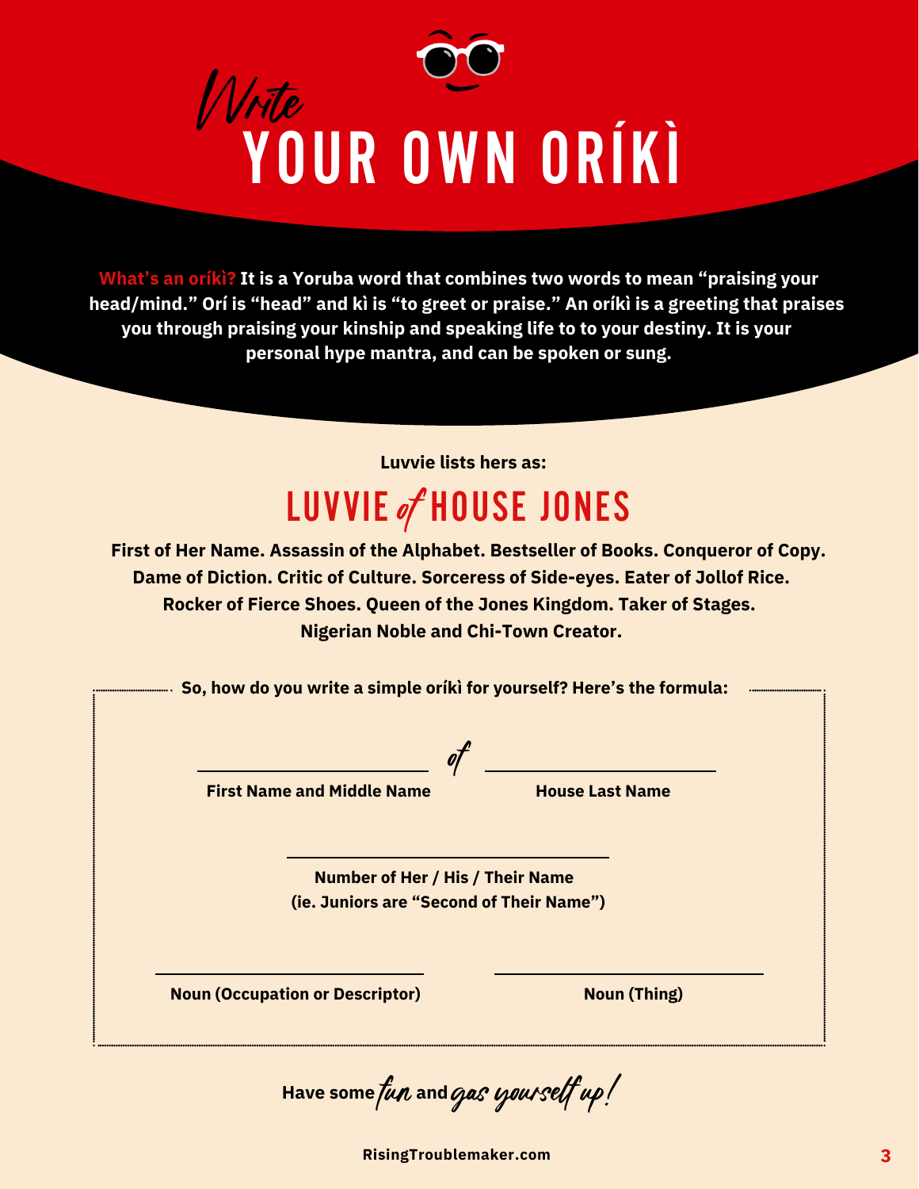# *Write* YOUR OWN ORÍKÌ

**What's an oríkì? It is a Yoruba word that combines two words to mean "praising your head/mind." Orí is "head" and kì is "to greet or praise." An oríkì is a greeting that praises you through praising your kinship and speaking life to to your destiny. It is your personal hype mantra, and can be spoken or sung.**

**Luvvie lists hers as:**

## LUVVIE *of* HOUSE JONES

**First of Her Name. Assassin of the Alphabet. Bestseller of Books. Conqueror of Copy. Dame of Diction. Critic of Culture. Sorceress of Side-eyes. Eater of Jollof Rice. Rocker of Fierce Shoes. Queen of the Jones Kingdom. Taker of Stages. Nigerian Noble and Chi-Town Creator.**

**So, how do you write a simple oríkì for yourself? Here's the formula:**

\_\_\_\_\_\_\_\_\_\_\_\_\_\_\_\_\_\_\_\_ *of* \_\_\_\_\_\_\_\_\_\_\_\_\_\_\_\_\_\_\_\_

**First Name and Middle Name** | **House Last Name**

\_\_\_\_\_\_\_\_\_\_\_\_\_\_\_\_\_\_\_\_

**Number of Her / His / Their Name**
**(ie. Juniors are "Second of Their Name")**

\_\_\_\_\_\_\_\_\_\_\_\_\_\_\_\_\_\_\_\_ \_\_\_\_\_\_\_\_\_\_\_\_\_\_\_\_\_\_\_\_

**Noun (Occupation or Descriptor)** | **Noun (Thing)**

**Have some** *fun* **and** *gas yourself up!*

**RisingTroublemaker.com**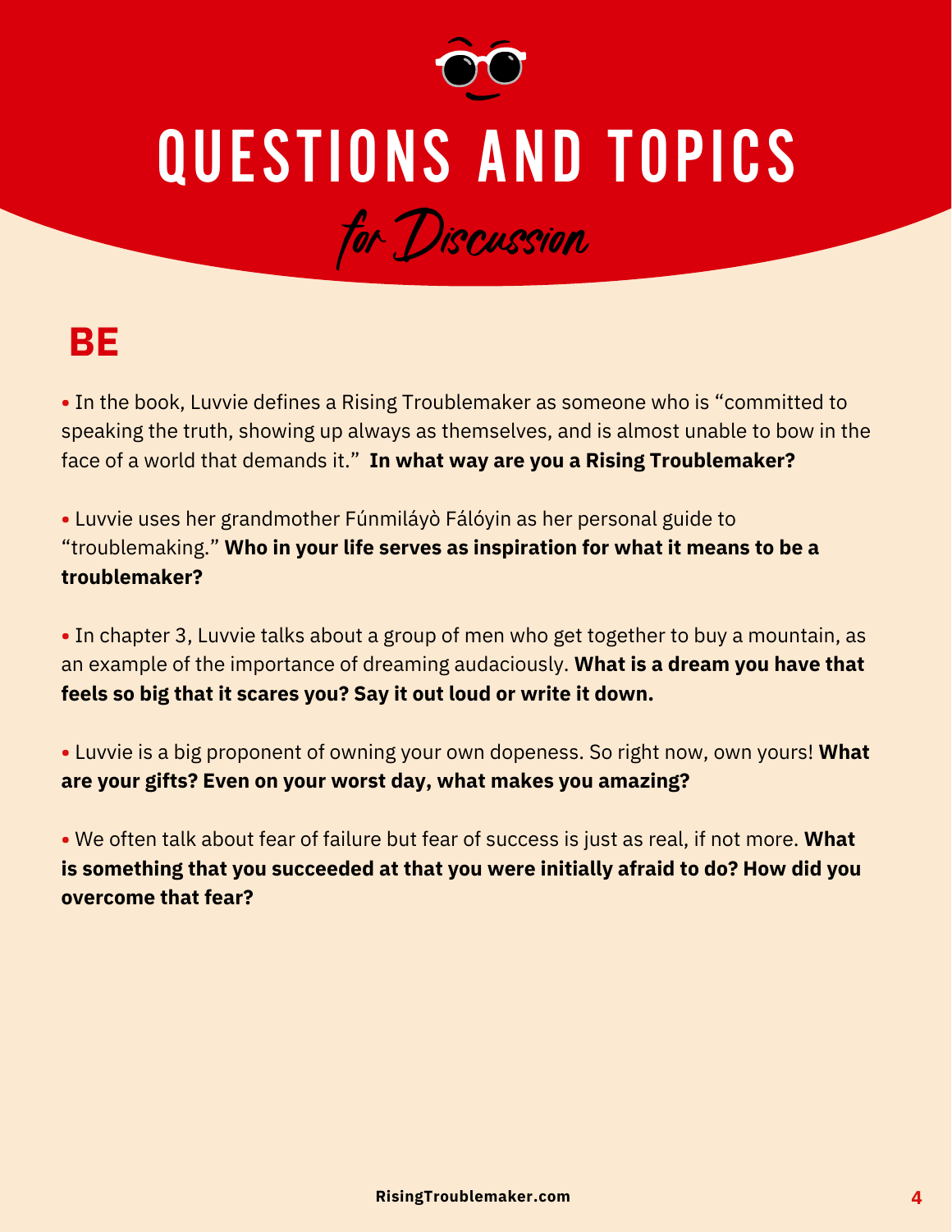# QUESTIONS AND TOPICS *for Discussion*

## BE

- In the book, Luvvie defines a Rising Troublemaker as someone who is "committed to speaking the truth, showing up always as themselves, and is almost unable to bow in the face of a world that demands it." **In what way are you a Rising Troublemaker?**

- Luvvie uses her grandmother Fúnmiláyò Fálóyin as her personal guide to "troublemaking." **Who in your life serves as inspiration for what it means to be a troublemaker?**

- In chapter 3, Luvvie talks about a group of men who get together to buy a mountain, as an example of the importance of dreaming audaciously. **What is a dream you have that feels so big that it scares you? Say it out loud or write it down.**

- Luvvie is a big proponent of owning your own dopeness. So right now, own yours! **What are your gifts? Even on your worst day, what makes you amazing?**

- We often talk about fear of failure but fear of success is just as real, if not more. **What is something that you succeeded at that you were initially afraid to do? How did you overcome that fear?**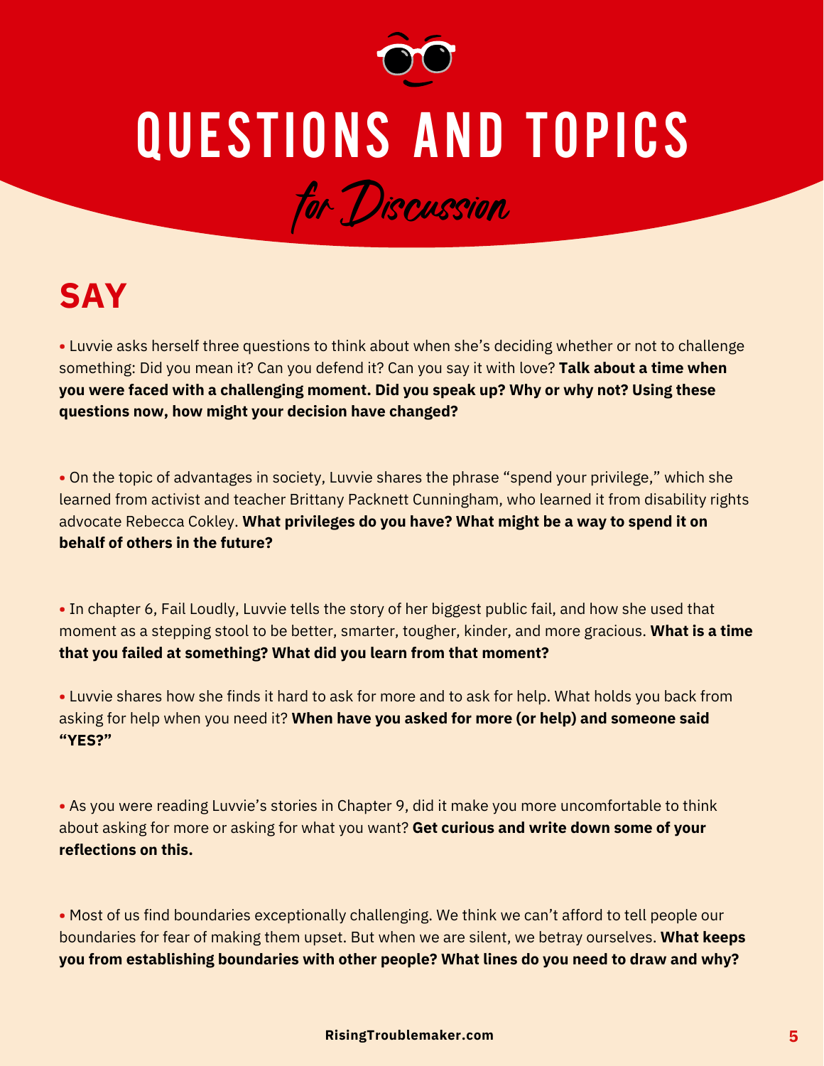# QUESTIONS AND TOPICS

*for Discussion*

## SAY

- Luvvie asks herself three questions to think about when she's deciding whether or not to challenge something: Did you mean it? Can you defend it? Can you say it with love? **Talk about a time when you were faced with a challenging moment. Did you speak up? Why or why not? Using these questions now, how might your decision have changed?**

- On the topic of advantages in society, Luvvie shares the phrase "spend your privilege," which she learned from activist and teacher Brittany Packnett Cunningham, who learned it from disability rights advocate Rebecca Cokley. **What privileges do you have? What might be a way to spend it on behalf of others in the future?**

- In chapter 6, Fail Loudly, Luvvie tells the story of her biggest public fail, and how she used that moment as a stepping stool to be better, smarter, tougher, kinder, and more gracious. **What is a time that you failed at something? What did you learn from that moment?**

- Luvvie shares how she finds it hard to ask for more and to ask for help. What holds you back from asking for help when you need it? **When have you asked for more (or help) and someone said "YES?"**

- As you were reading Luvvie's stories in Chapter 9, did it make you more uncomfortable to think about asking for more or asking for what you want? **Get curious and write down some of your reflections on this.**

- Most of us find boundaries exceptionally challenging. We think we can't afford to tell people our boundaries for fear of making them upset. But when we are silent, we betray ourselves. **What keeps you from establishing boundaries with other people? What lines do you need to draw and why?**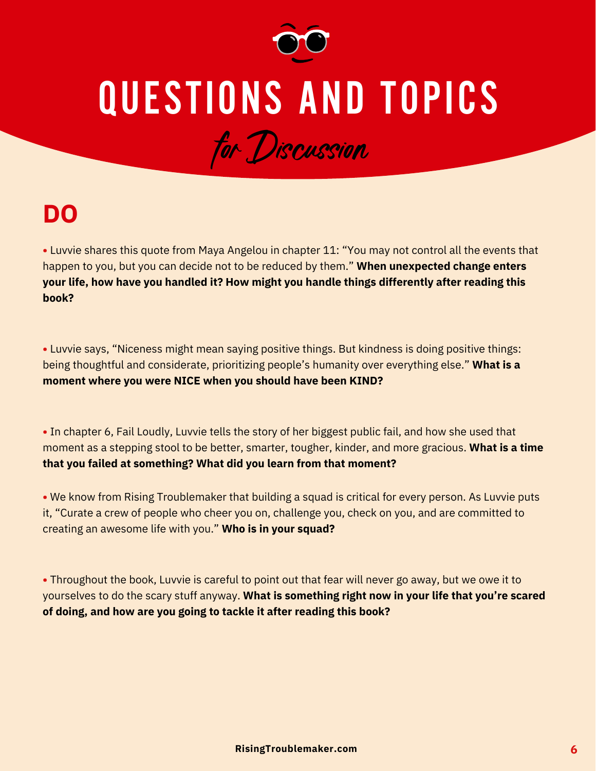# QUESTIONS AND TOPICS

*for Discussion*

## DO

- Luvvie shares this quote from Maya Angelou in chapter 11: "You may not control all the events that happen to you, but you can decide not to be reduced by them." **When unexpected change enters your life, how have you handled it? How might you handle things differently after reading this book?**

- Luvvie says, "Niceness might mean saying positive things. But kindness is doing positive things: being thoughtful and considerate, prioritizing people's humanity over everything else." **What is a moment where you were NICE when you should have been KIND?**

- In chapter 6, Fail Loudly, Luvvie tells the story of her biggest public fail, and how she used that moment as a stepping stool to be better, smarter, tougher, kinder, and more gracious. **What is a time that you failed at something? What did you learn from that moment?**

- We know from Rising Troublemaker that building a squad is critical for every person. As Luvvie puts it, "Curate a crew of people who cheer you on, challenge you, check on you, and are committed to creating an awesome life with you." **Who is in your squad?**

- Throughout the book, Luvvie is careful to point out that fear will never go away, but we owe it to yourselves to do the scary stuff anyway. **What is something right now in your life that you're scared of doing, and how are you going to tackle it after reading this book?**

RisingTroublemaker.com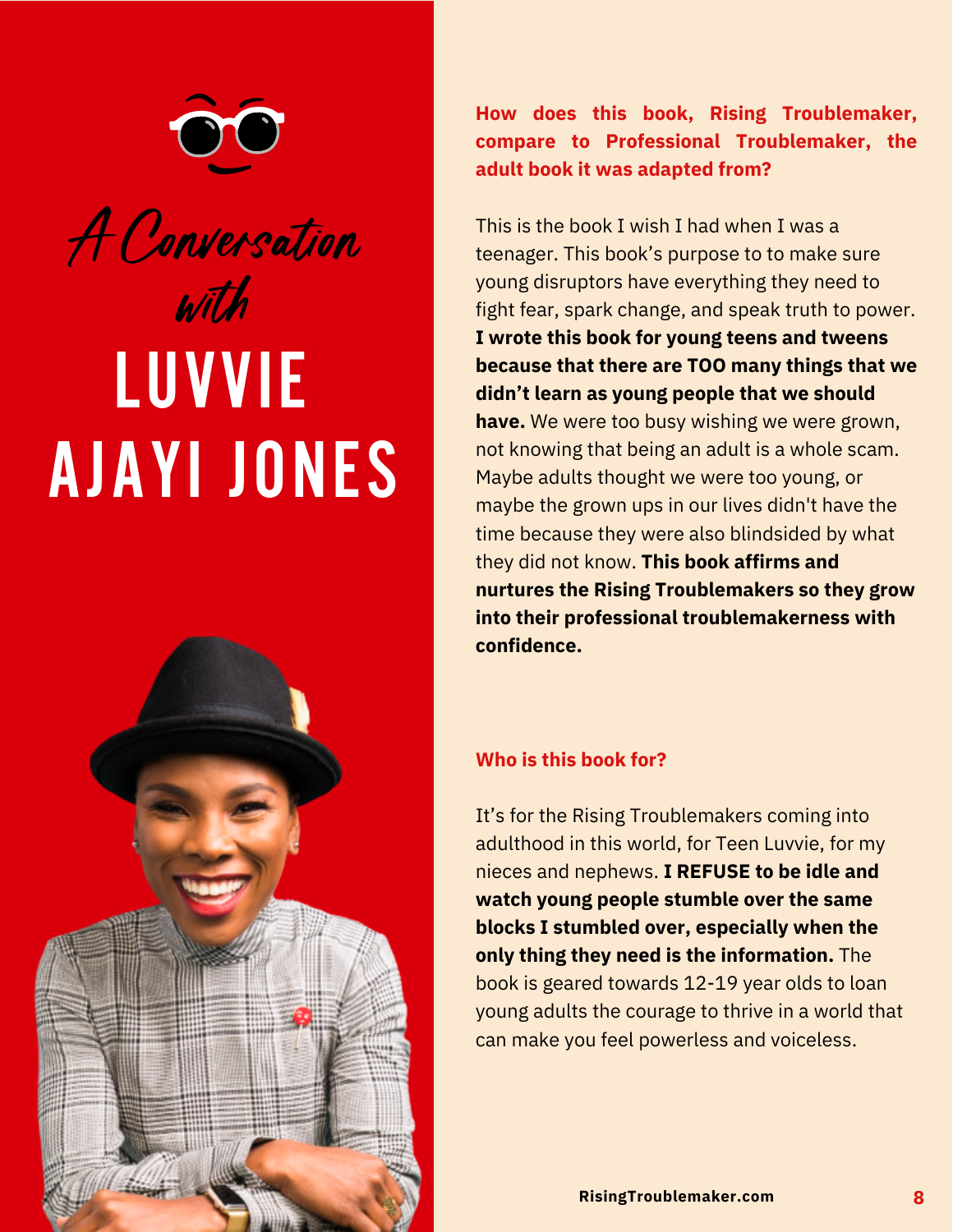# A Conversation with LUVVIE AJAYI JONES

**How does this book, Rising Troublemaker, compare to Professional Troublemaker, the adult book it was adapted from?**

This is the book I wish I had when I was a teenager. This book's purpose to to make sure young disruptors have everything they need to fight fear, spark change, and speak truth to power. **I wrote this book for young teens and tweens because that there are TOO many things that we didn't learn as young people that we should have.** We were too busy wishing we were grown, not knowing that being an adult is a whole scam. Maybe adults thought we were too young, or maybe the grown ups in our lives didn't have the time because they were also blindsided by what they did not know. **This book affirms and nurtures the Rising Troublemakers so they grow into their professional troublemakerness with confidence.**

**Who is this book for?**

It's for the Rising Troublemakers coming into adulthood in this world, for Teen Luvvie, for my nieces and nephews. **I REFUSE to be idle and watch young people stumble over the same blocks I stumbled over, especially when the only thing they need is the information.** The book is geared towards 12-19 year olds to loan young adults the courage to thrive in a world that can make you feel powerless and voiceless.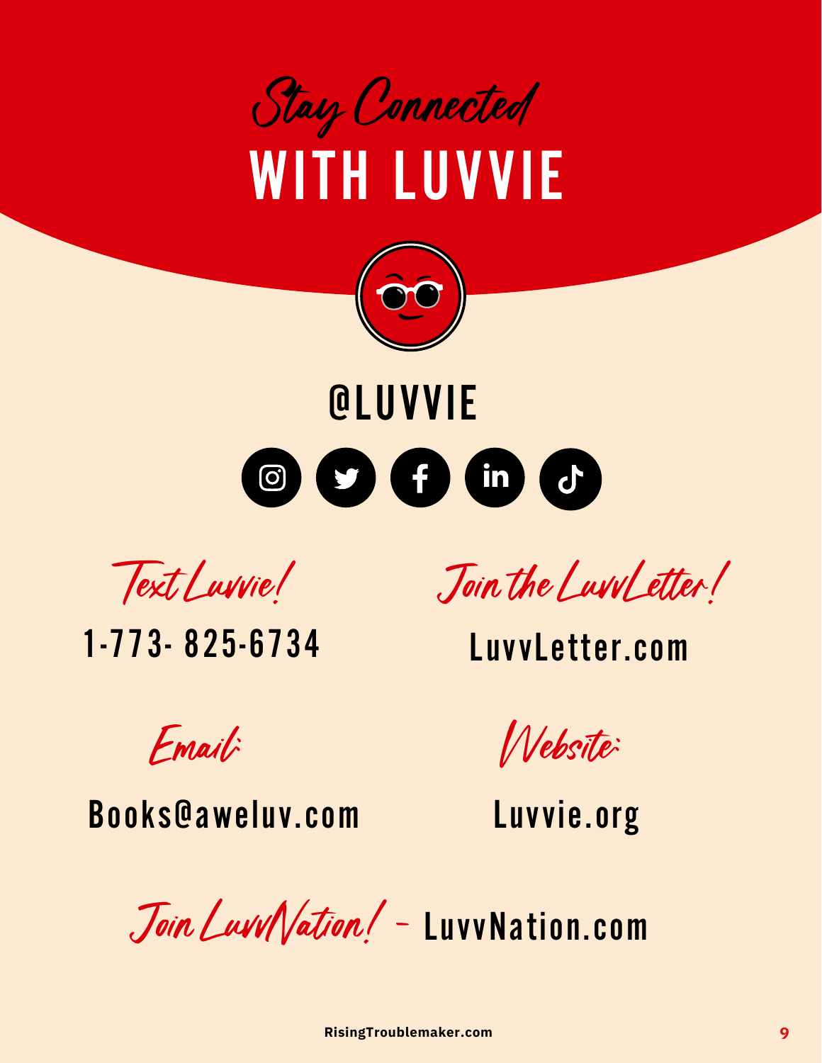# *Stay Connected* WITH LUVVIE

## @LUVVIE

*Text Luvvie!*

1-773- 825-6734

*Join the LuvvLetter!*

LuvvLetter.com

*Email:*

Books@aweluv.com

*Website:*

Luvvie.org

*Join LuvvNation!* – LuvvNation.com

RisingTroublemaker.com